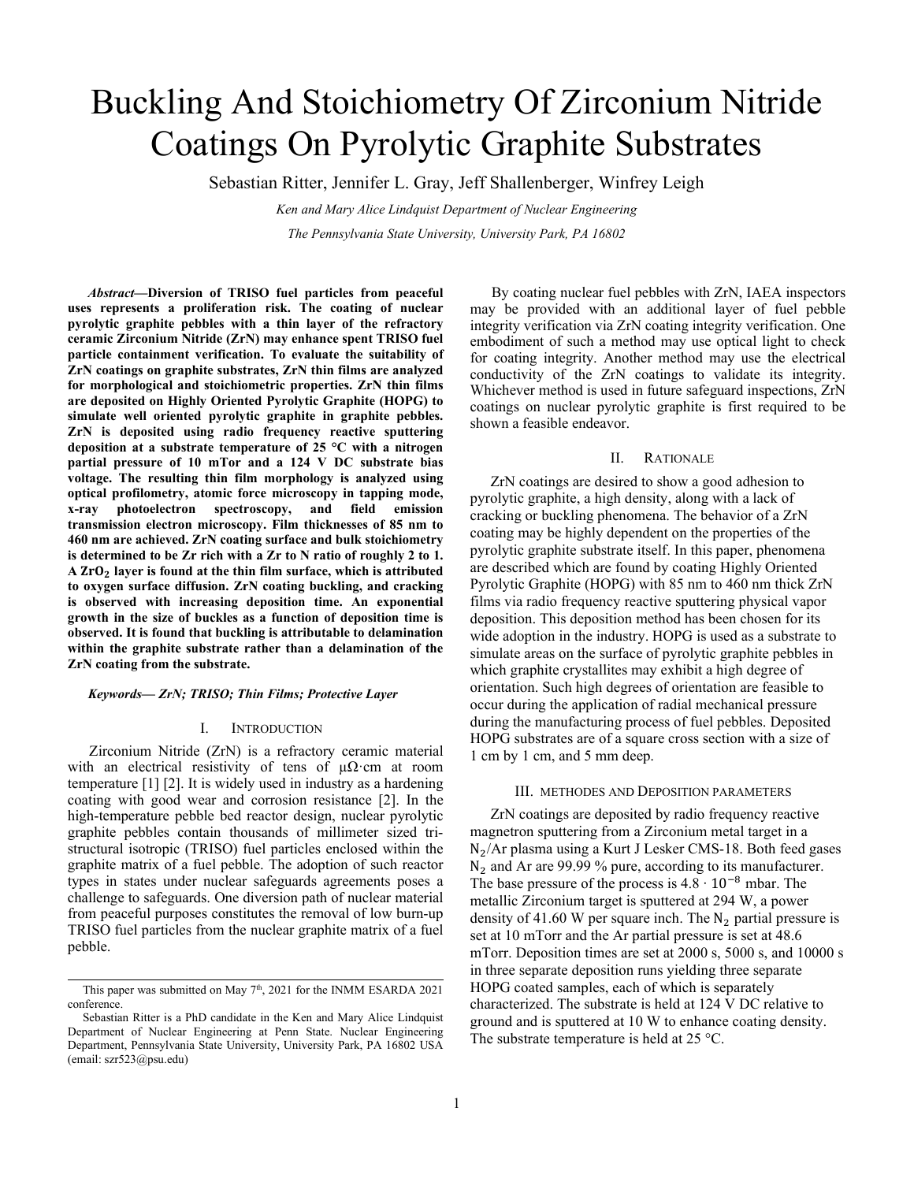# Buckling And Stoichiometry Of Zirconium Nitride Coatings On Pyrolytic Graphite Substrates

Sebastian Ritter, Jennifer L. Gray, Jeff Shallenberger, Winfrey Leigh

*Ken and Mary Alice Lindquist Department of Nuclear Engineering*

*The Pennsylvania State University, University Park, PA 16802*

***Abstract*—Diversion of TRISO fuel particles from peaceful uses represents a proliferation risk. The coating of nuclear pyrolytic graphite pebbles with a thin layer of the refractory ceramic Zirconium Nitride (ZrN) may enhance spent TRISO fuel particle containment verification. To evaluate the suitability of ZrN coatings on graphite substrates, ZrN thin films are analyzed for morphological and stoichiometric properties. ZrN thin films are deposited on Highly Oriented Pyrolytic Graphite (HOPG) to simulate well oriented pyrolytic graphite in graphite pebbles. ZrN is deposited using radio frequency reactive sputtering deposition at a substrate temperature of 25 °C with a nitrogen partial pressure of 10 mTor and a 124 V DC substrate bias voltage. The resulting thin film morphology is analyzed using optical profilometry, atomic force microscopy in tapping mode, x-ray photoelectron spectroscopy, and field emission transmission electron microscopy. Film thicknesses of 85 nm to 460 nm are achieved. ZrN coating surface and bulk stoichiometry is determined to be Zr rich with a Zr to N ratio of roughly 2 to 1. A $ZrO_2$ layer is found at the thin film surface, which is attributed to oxygen surface diffusion. ZrN coating buckling, and cracking is observed with increasing deposition time. An exponential growth in the size of buckles as a function of deposition time is observed. It is found that buckling is attributable to delamination within the graphite substrate rather than a delamination of the ZrN coating from the substrate.**

***Keywords— ZrN; TRISO; Thin Films; Protective Layer***

## I. Introduction

Zirconium Nitride (ZrN) is a refractory ceramic material with an electrical resistivity of tens of μΩ·cm at room temperature [1] [2]. It is widely used in industry as a hardening coating with good wear and corrosion resistance [2]. In the high-temperature pebble bed reactor design, nuclear pyrolytic graphite pebbles contain thousands of millimeter sized tri-structural isotropic (TRISO) fuel particles enclosed within the graphite matrix of a fuel pebble. The adoption of such reactor types in states under nuclear safeguards agreements poses a challenge to safeguards. One diversion path of nuclear material from peaceful purposes constitutes the removal of low burn-up TRISO fuel particles from the nuclear graphite matrix of a fuel pebble.

By coating nuclear fuel pebbles with ZrN, IAEA inspectors may be provided with an additional layer of fuel pebble integrity verification via ZrN coating integrity verification. One embodiment of such a method may use optical light to check for coating integrity. Another method may use the electrical conductivity of the ZrN coatings to validate its integrity. Whichever method is used in future safeguard inspections, ZrN coatings on nuclear pyrolytic graphite is first required to be shown a feasible endeavor.

## II. Rationale

ZrN coatings are desired to show a good adhesion to pyrolytic graphite, a high density, along with a lack of cracking or buckling phenomena. The behavior of a ZrN coating may be highly dependent on the properties of the pyrolytic graphite substrate itself. In this paper, phenomena are described which are found by coating Highly Oriented Pyrolytic Graphite (HOPG) with 85 nm to 460 nm thick ZrN films via radio frequency reactive sputtering physical vapor deposition. This deposition method has been chosen for its wide adoption in the industry. HOPG is used as a substrate to simulate areas on the surface of pyrolytic graphite pebbles in which graphite crystallites may exhibit a high degree of orientation. Such high degrees of orientation are feasible to occur during the application of radial mechanical pressure during the manufacturing process of fuel pebbles. Deposited HOPG substrates are of a square cross section with a size of 1 cm by 1 cm, and 5 mm deep.

## III. Methodes and Deposition parameters

ZrN coatings are deposited by radio frequency reactive magnetron sputtering from a Zirconium metal target in a $N_2$/Ar plasma using a Kurt J Lesker CMS-18. Both feed gases $N_2$ and Ar are 99.99 % pure, according to its manufacturer. The base pressure of the process is $4.8 \cdot 10^{-8}$ mbar. The metallic Zirconium target is sputtered at 294 W, a power density of 41.60 W per square inch. The $N_2$ partial pressure is set at 10 mTorr and the Ar partial pressure is set at 48.6 mTorr. Deposition times are set at 2000 s, 5000 s, and 10000 s in three separate deposition runs yielding three separate HOPG coated samples, each of which is separately characterized. The substrate is held at 124 V DC relative to ground and is sputtered at 10 W to enhance coating density. The substrate temperature is held at 25 °C.

---

This paper was submitted on May 7th, 2021 for the INMM ESARDA 2021 conference.

Sebastian Ritter is a PhD candidate in the Ken and Mary Alice Lindquist Department of Nuclear Engineering at Penn State. Nuclear Engineering Department, Pennsylvania State University, University Park, PA 16802 USA (email: szr523@psu.edu)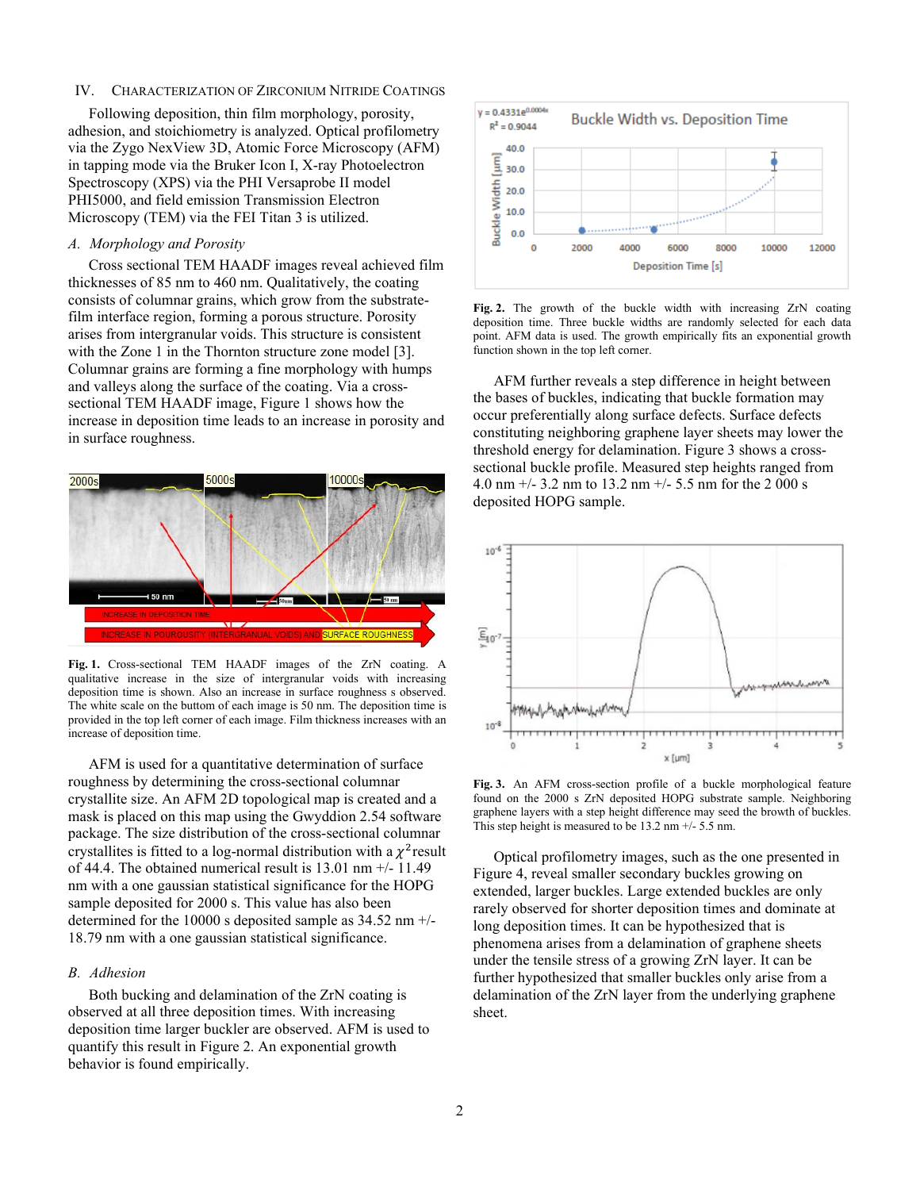## IV. Characterization of Zirconium Nitride Coatings

Following deposition, thin film morphology, porosity, adhesion, and stoichiometry is analyzed. Optical profilometry via the Zygo NexView 3D, Atomic Force Microscopy (AFM) in tapping mode via the Bruker Icon I, X-ray Photoelectron Spectroscopy (XPS) via the PHI Versaprobe II model PHI5000, and field emission Transmission Electron Microscopy (TEM) via the FEI Titan 3 is utilized.

### *A. Morphology and Porosity*

Cross sectional TEM HAADF images reveal achieved film thicknesses of 85 nm to 460 nm. Qualitatively, the coating consists of columnar grains, which grow from the substrate-film interface region, forming a porous structure. Porosity arises from intergranular voids. This structure is consistent with the Zone 1 in the Thornton structure zone model [3]. Columnar grains are forming a fine morphology with humps and valleys along the surface of the coating. Via a cross-sectional TEM HAADF image, Figure 1 shows how the increase in deposition time leads to an increase in porosity and in surface roughness.

**Fig. 1.** Cross-sectional TEM HAADF images of the ZrN coating. A qualitative increase in the size of intergranular voids with increasing deposition time is shown. Also an increase in surface roughness is observed. The white scale on the buttom of each image is 50 nm. The deposition time is provided in the top left corner of each image. Film thickness increases with an increase of deposition time.

AFM is used for a quantitative determination of surface roughness by determining the cross-sectional columnar crystallite size. An AFM 2D topological map is created and a mask is placed on this map using the Gwyddion 2.54 software package. The size distribution of the cross-sectional columnar crystallites is fitted to a log-normal distribution with a $\chi^2$ result of 44.4. The obtained numerical result is 13.01 nm +/- 11.49 nm with a one gaussian statistical significance for the HOPG sample deposited for 2000 s. This value has also been determined for the 10000 s deposited sample as 34.52 nm +/- 18.79 nm with a one gaussian statistical significance.

### *B. Adhesion*

Both bucking and delamination of the ZrN coating is observed at all three deposition times. With increasing deposition time larger buckler are observed. AFM is used to quantify this result in Figure 2. An exponential growth behavior is found empirically.

**Fig. 2.** The growth of the buckle width with increasing ZrN coating deposition time. Three buckle widths are randomly selected for each data point. AFM data is used. The growth empirically fits an exponential growth function shown in the top left corner.

AFM further reveals a step difference in height between the bases of buckles, indicating that buckle formation may occur preferentially along surface defects. Surface defects constituting neighboring graphene layer sheets may lower the threshold energy for delamination. Figure 3 shows a cross-sectional buckle profile. Measured step heights ranged from 4.0 nm +/- 3.2 nm to 13.2 nm +/- 5.5 nm for the 2 000 s deposited HOPG sample.

**Fig. 3.** An AFM cross-section profile of a buckle morphological feature found on the 2000 s ZrN deposited HOPG substrate sample. Neighboring graphene layers with a step height difference may seed the browth of buckles. This step height is measured to be 13.2 nm +/- 5.5 nm.

Optical profilometry images, such as the one presented in Figure 4, reveal smaller secondary buckles growing on extended, larger buckles. Large extended buckles are only rarely observed for shorter deposition times and dominate at long deposition times. It can be hypothesized that is phenomena arises from a delamination of graphene sheets under the tensile stress of a growing ZrN layer. It can be further hypothesized that smaller buckles only arise from a delamination of the ZrN layer from the underlying graphene sheet.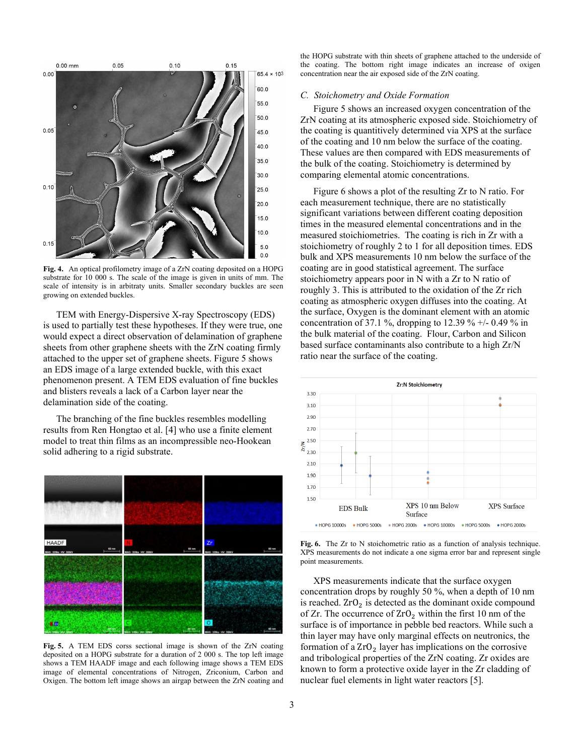**Fig. 4.** An optical profilometry image of a ZrN coating deposited on a HOPG substrate for 10 000 s. The scale of the image is given in units of mm. The scale of intensity is in arbitrary units. Smaller secondary buckles are seen growing on extended buckles.

TEM with Energy-Dispersive X-ray Spectroscopy (EDS) is used to partially test these hypotheses. If they were true, one would expect a direct observation of delamination of graphene sheets from other graphene sheets with the ZrN coating firmly attached to the upper set of graphene sheets. Figure 5 shows an EDS image of a large extended buckle, with this exact phenomenon present. A TEM EDS evaluation of fine buckles and blisters reveals a lack of a Carbon layer near the delamination side of the coating.

The branching of the fine buckles resembles modelling results from Ren Hongtao et al. [4] who use a finite element model to treat thin films as an incompressible neo-Hookean solid adhering to a rigid substrate.

**Fig. 5.** A TEM EDS corss sectional image is shown of the ZrN coating deposited on a HOPG substrate for a duration of 2 000 s. The top left image shows a TEM HAADF image and each following image shows a TEM EDS image of elemental concentrations of Nitrogen, Zriconium, Carbon and Oxigen. The bottom left image shows an airgap between the ZrN coating and the HOPG substrate with thin sheets of graphene attached to the underside of the coating. The bottom right image indicates an increase of oxigen concentration near the air exposed side of the ZrN coating.

### *C. Stoichometry and Oxide Formation*

Figure 5 shows an increased oxygen concentration of the ZrN coating at its atmospheric exposed side. Stoichiometry of the coating is quantitively determined via XPS at the surface of the coating and 10 nm below the surface of the coating. These values are then compared with EDS measurements of the bulk of the coating. Stoichiometry is determined by comparing elemental atomic concentrations.

Figure 6 shows a plot of the resulting Zr to N ratio. For each measurement technique, there are no statistically significant variations between different coating deposition times in the measured elemental concentrations and in the measured stoichiometries. The coating is rich in Zr with a stoichiometry of roughly 2 to 1 for all deposition times. EDS bulk and XPS measurements 10 nm below the surface of the coating are in good statistical agreement. The surface stoichiometry appears poor in N with a Zr to N ratio of roughly 3. This is attributed to the oxidation of the Zr rich coating as atmospheric oxygen diffuses into the coating. At the surface, Oxygen is the dominant element with an atomic concentration of 37.1 %, dropping to 12.39 % +/- 0.49 % in the bulk material of the coating. Flour, Carbon and Silicon based surface contaminants also contribute to a high Zr/N ratio near the surface of the coating.

**Fig. 6.** The Zr to N stoichometric ratio as a function of analysis technique. XPS measurements do not indicate a one sigma error bar and represent single point measurements.

XPS measurements indicate that the surface oxygen concentration drops by roughly 50 %, when a depth of 10 nm is reached. $ZrO_2$ is detected as the dominant oxide compound of Zr. The occurrence of $ZrO_2$ within the first 10 nm of the surface is of importance in pebble bed reactors. While such a thin layer may have only marginal effects on neutronics, the formation of a $ZrO_2$ layer has implications on the corrosive and tribological properties of the ZrN coating. Zr oxides are known to form a protective oxide layer in the Zr cladding of nuclear fuel elements in light water reactors [5].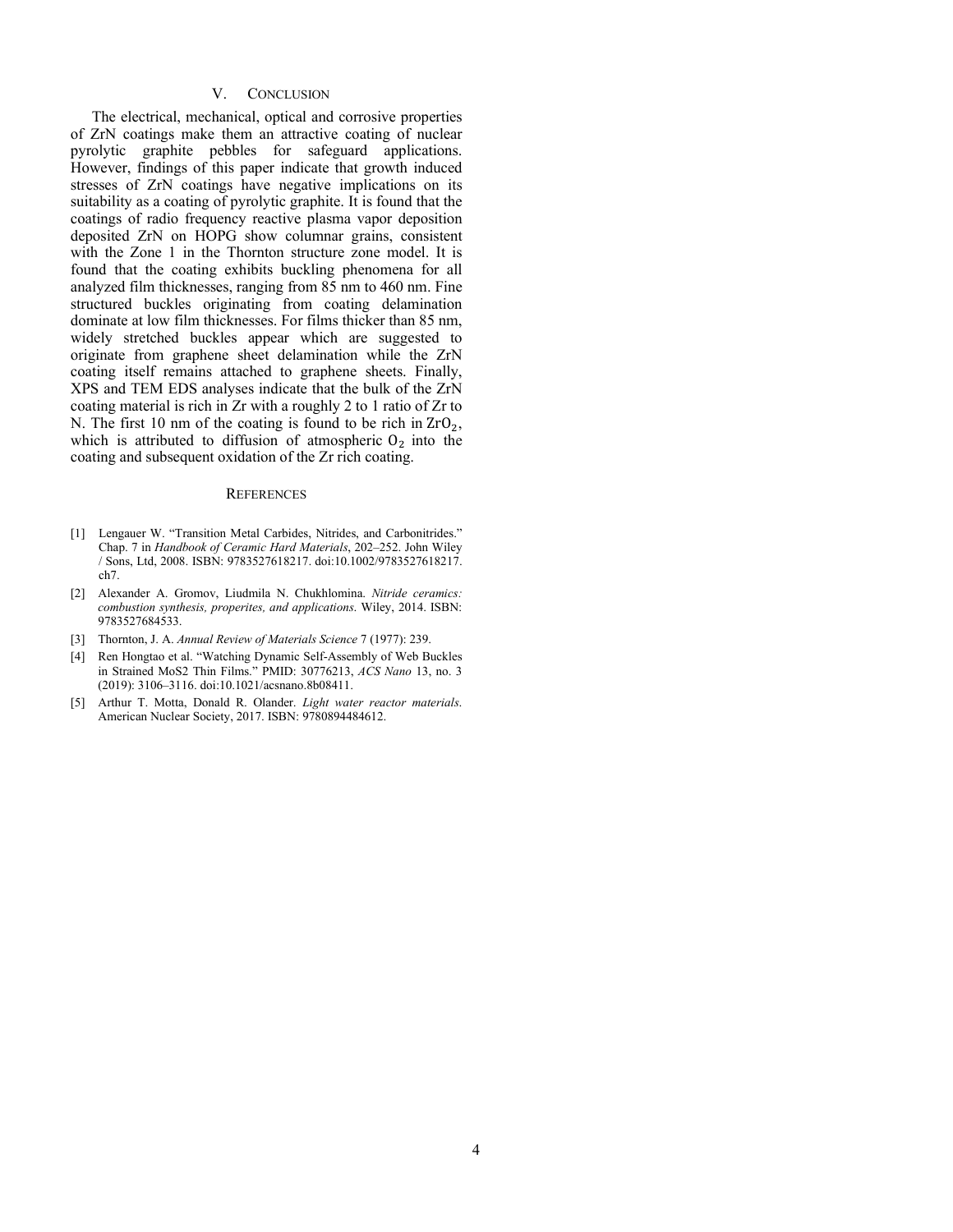## V. CONCLUSION

The electrical, mechanical, optical and corrosive properties of ZrN coatings make them an attractive coating of nuclear pyrolytic graphite pebbles for safeguard applications. However, findings of this paper indicate that growth induced stresses of ZrN coatings have negative implications on its suitability as a coating of pyrolytic graphite. It is found that the coatings of radio frequency reactive plasma vapor deposition deposited ZrN on HOPG show columnar grains, consistent with the Zone 1 in the Thornton structure zone model. It is found that the coating exhibits buckling phenomena for all analyzed film thicknesses, ranging from 85 nm to 460 nm. Fine structured buckles originating from coating delamination dominate at low film thicknesses. For films thicker than 85 nm, widely stretched buckles appear which are suggested to originate from graphene sheet delamination while the ZrN coating itself remains attached to graphene sheets. Finally, XPS and TEM EDS analyses indicate that the bulk of the ZrN coating material is rich in Zr with a roughly 2 to 1 ratio of Zr to N. The first 10 nm of the coating is found to be rich in $ZrO_2$, which is attributed to diffusion of atmospheric $O_2$ into the coating and subsequent oxidation of the Zr rich coating.

## REFERENCES

[1] Lengauer W. "Transition Metal Carbides, Nitrides, and Carbonitrides." Chap. 7 in *Handbook of Ceramic Hard Materials*, 202–252. John Wiley / Sons, Ltd, 2008. ISBN: 9783527618217. doi:10.1002/9783527618217.ch7.

[2] Alexander A. Gromov, Liudmila N. Chukhlomina. *Nitride ceramics: combustion synthesis, properites, and applications*. Wiley, 2014. ISBN: 9783527684533.

[3] Thornton, J. A. *Annual Review of Materials Science* 7 (1977): 239.

[4] Ren Hongtao et al. "Watching Dynamic Self-Assembly of Web Buckles in Strained MoS2 Thin Films." PMID: 30776213, *ACS Nano* 13, no. 3 (2019): 3106–3116. doi:10.1021/acsnano.8b08411.

[5] Arthur T. Motta, Donald R. Olander. *Light water reactor materials*. American Nuclear Society, 2017. ISBN: 9780894484612.